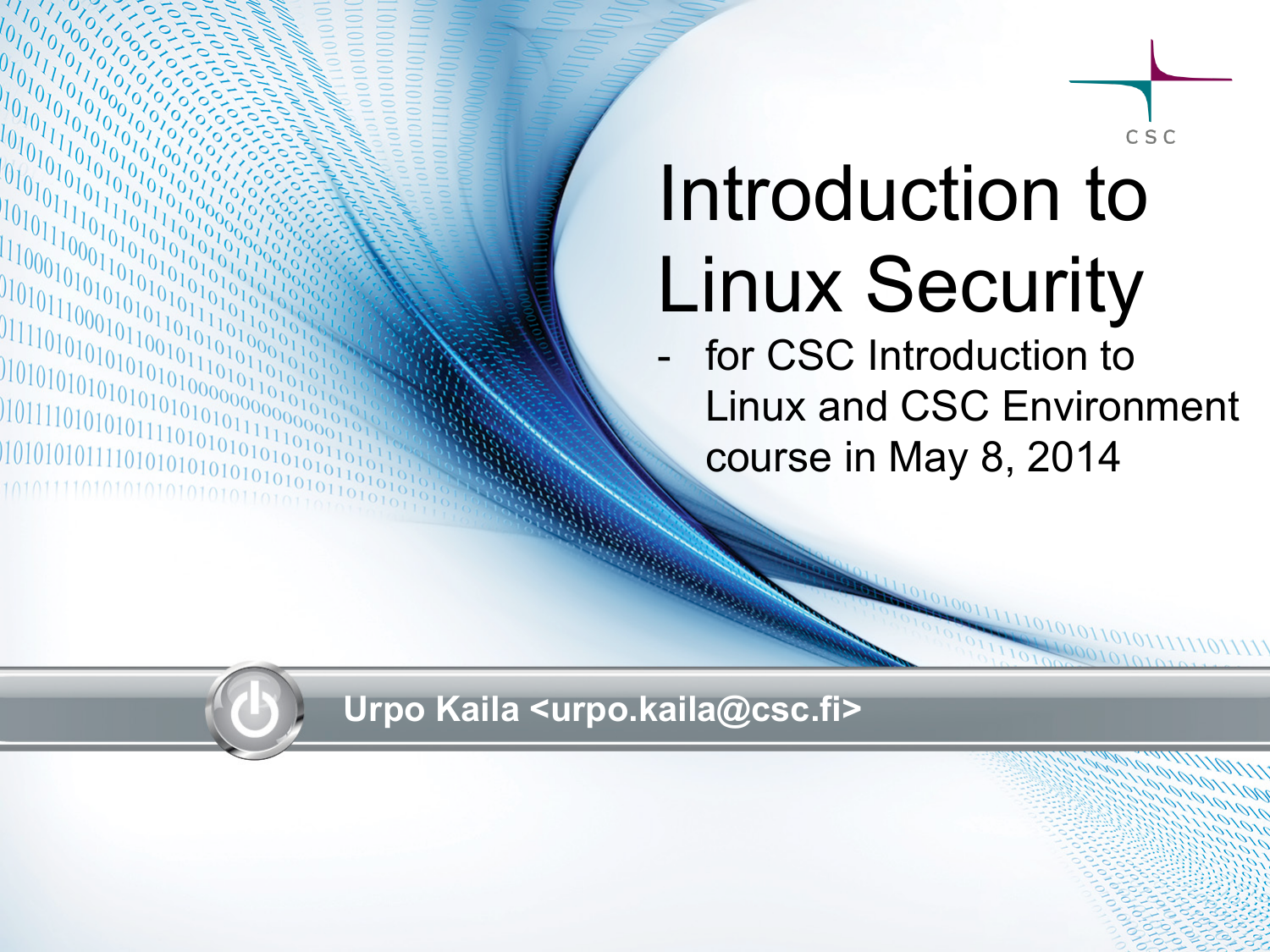# Introduction to Linux Security

- for CSC Introduction to Linux and CSC Environment course in May 8, 2014

**Urpo Kaila <urpo.kaila@csc.fi>**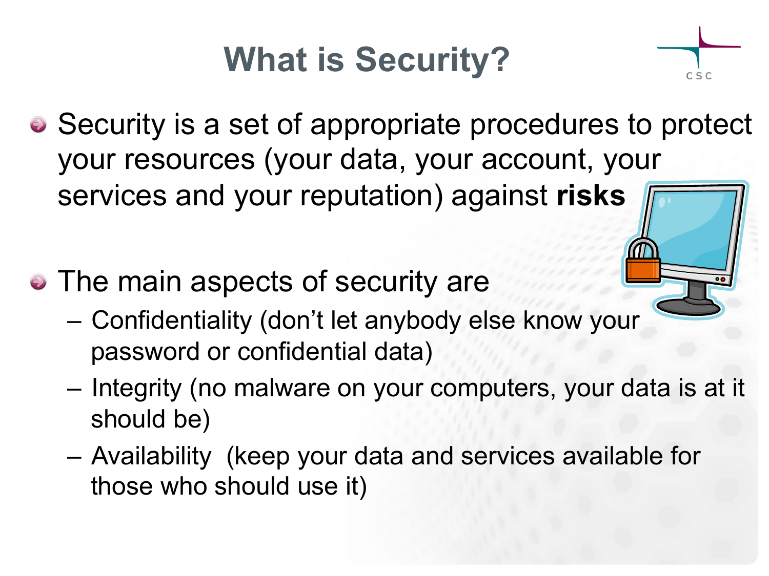# What is Security?

- Security is a set of appropriate procedures to protect your resources (your data, your account, your services and your reputation) against **risks**

- The main aspects of security are
  - Confidentiality (don't let anybody else know your password or confidential data)
  - Integrity (no malware on your computers, your data is at it should be)
  - Availability (keep your data and services available for those who should use it)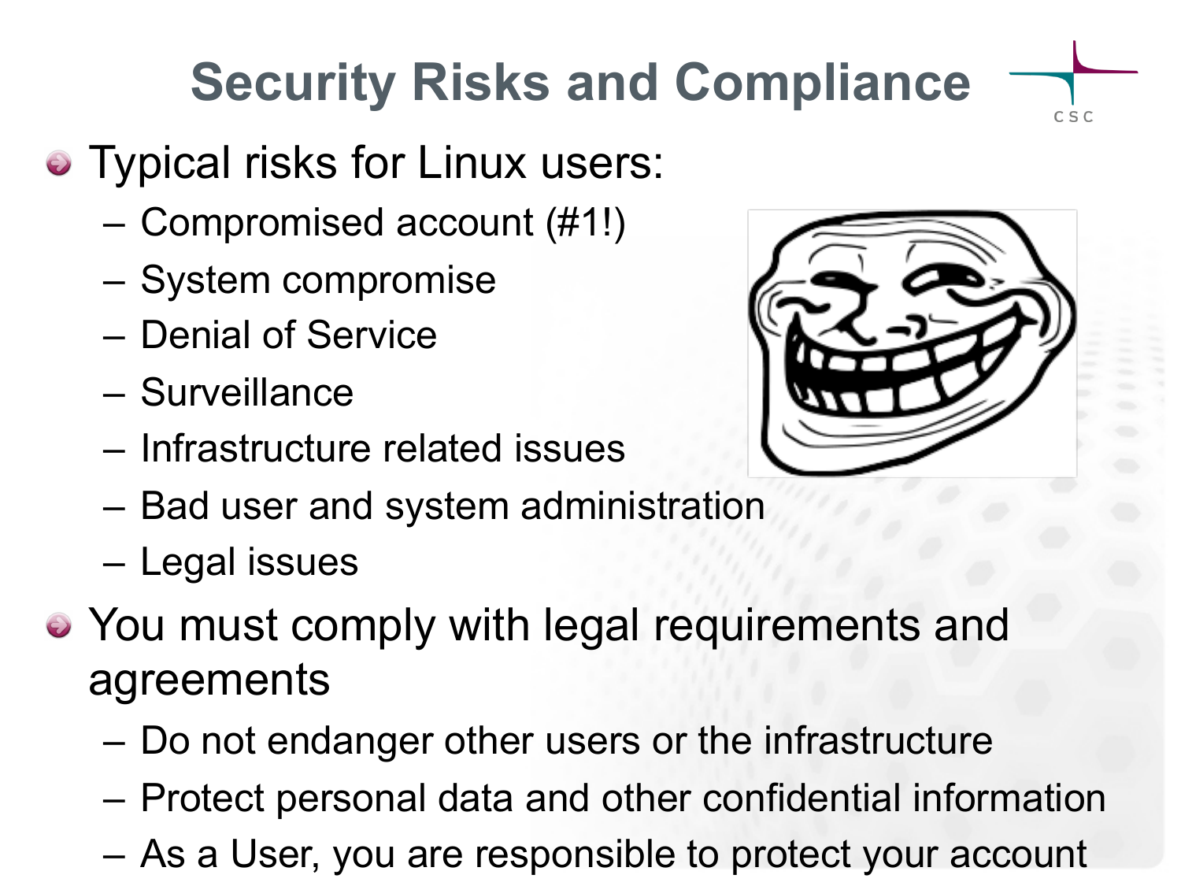# Security Risks and Compliance

- Typical risks for Linux users:
  - Compromised account (#1!)
  - System compromise
  - Denial of Service
  - Surveillance
  - Infrastructure related issues
  - Bad user and system administration
  - Legal issues
- You must comply with legal requirements and agreements
  - Do not endanger other users or the infrastructure
  - Protect personal data and other confidential information
  - As a User, you are responsible to protect your account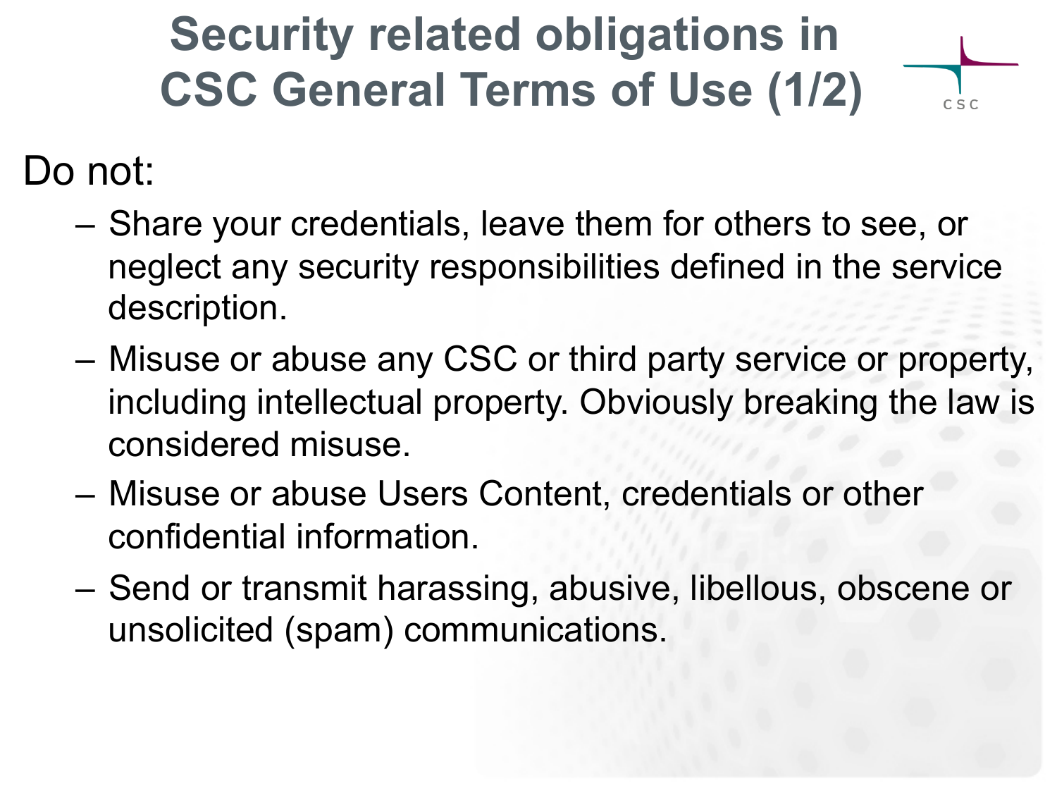# Security related obligations in CSC General Terms of Use (1/2)

Do not:

- Share your credentials, leave them for others to see, or neglect any security responsibilities defined in the service description.
- Misuse or abuse any CSC or third party service or property, including intellectual property. Obviously breaking the law is considered misuse.
- Misuse or abuse Users Content, credentials or other confidential information.
- Send or transmit harassing, abusive, libellous, obscene or unsolicited (spam) communications.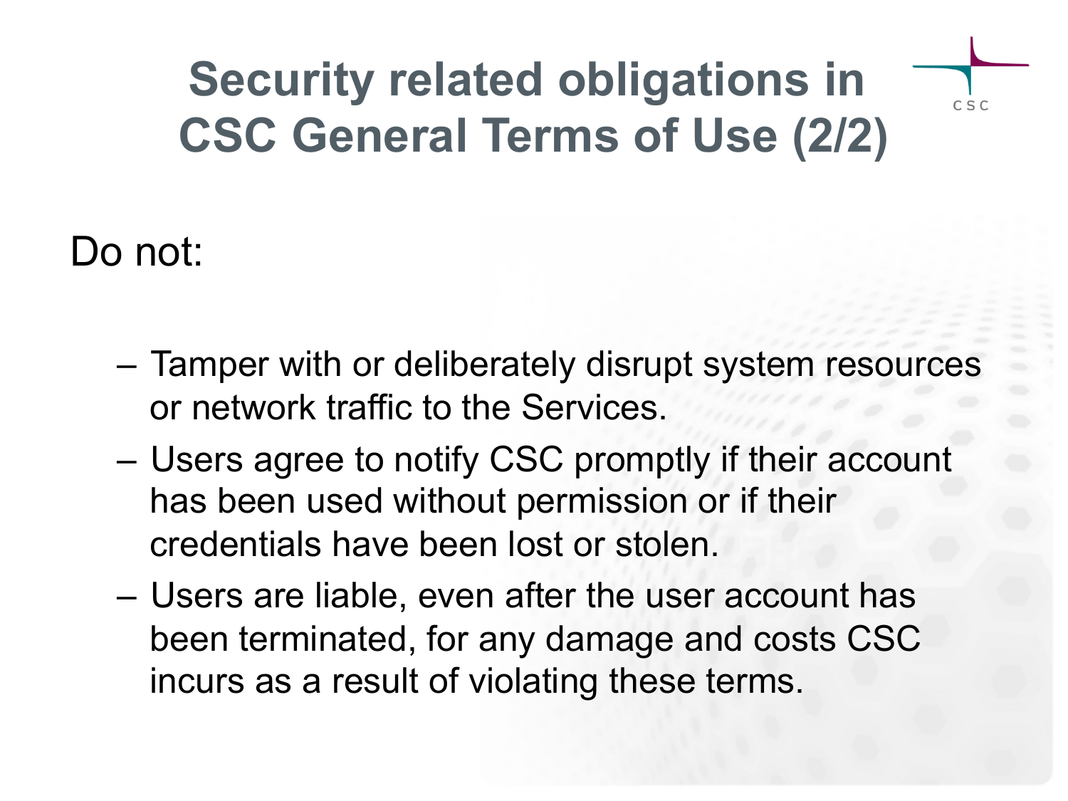# Security related obligations in CSC General Terms of Use (2/2)

Do not:

- Tamper with or deliberately disrupt system resources or network traffic to the Services.
- Users agree to notify CSC promptly if their account has been used without permission or if their credentials have been lost or stolen.
- Users are liable, even after the user account has been terminated, for any damage and costs CSC incurs as a result of violating these terms.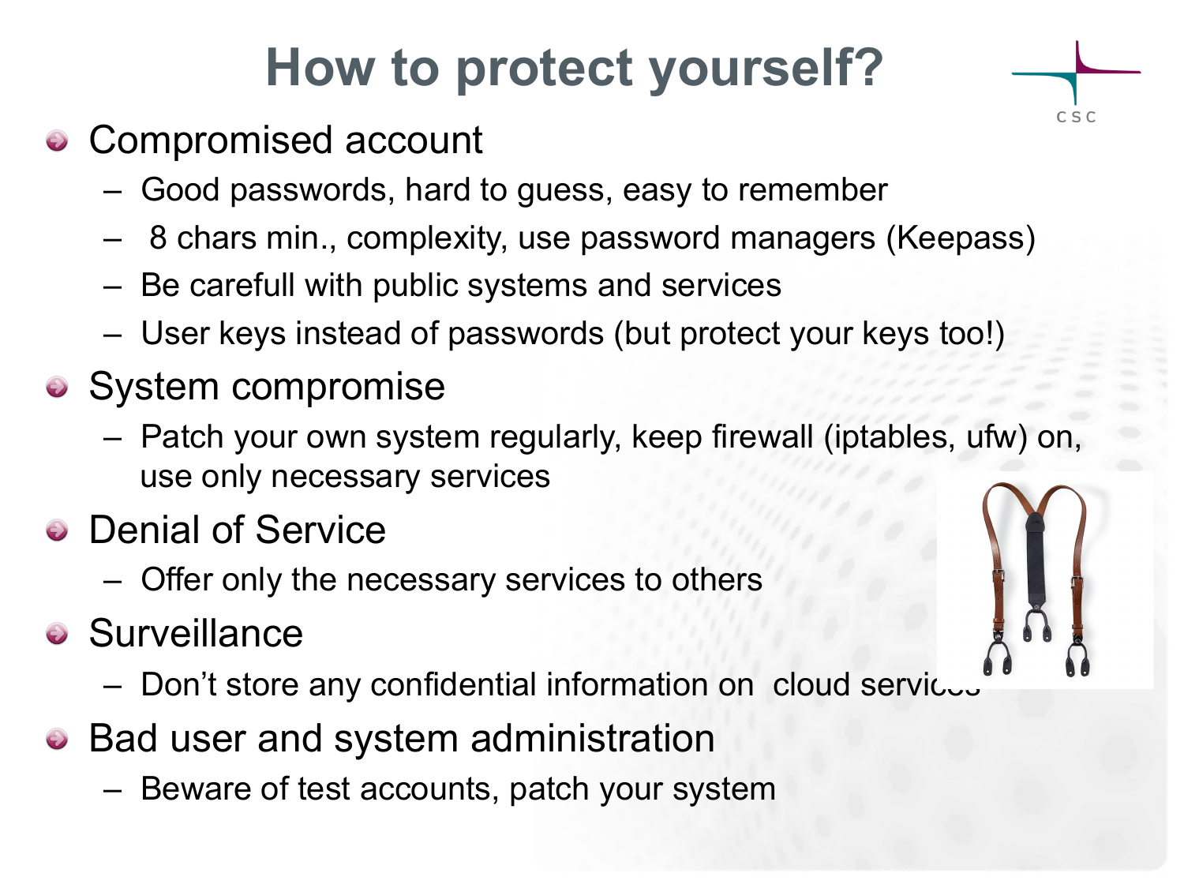# How to protect yourself?

- Compromised account
  - Good passwords, hard to guess, easy to remember
  - 8 chars min., complexity, use password managers (Keepass)
  - Be carefull with public systems and services
  - User keys instead of passwords (but protect your keys too!)
- System compromise
  - Patch your own system regularly, keep firewall (iptables, ufw) on, use only necessary services
- Denial of Service
  - Offer only the necessary services to others
- Surveillance
  - Don't store any confidential information on cloud services
- Bad user and system administration
  - Beware of test accounts, patch your system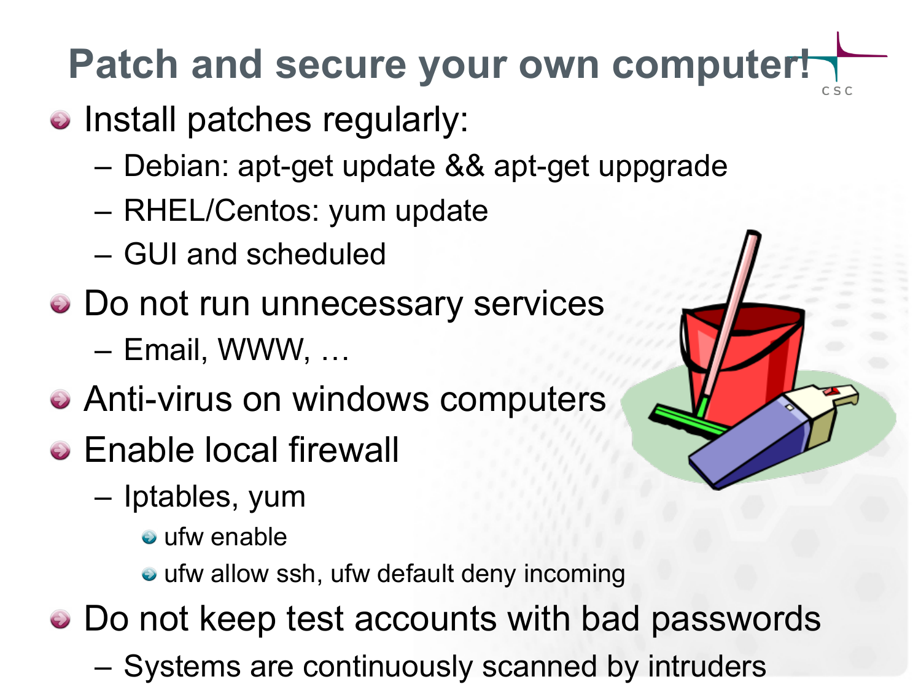# Patch and secure your own computer!

- Install patches regularly:
  - Debian: apt-get update && apt-get uppgrade
  - RHEL/Centos: yum update
  - GUI and scheduled
- Do not run unnecessary services
  - Email, WWW, …
- Anti-virus on windows computers
- Enable local firewall
  - Iptables, yum
    - ufw enable
    - ufw allow ssh, ufw default deny incoming
- Do not keep test accounts with bad passwords
  - Systems are continuously scanned by intruders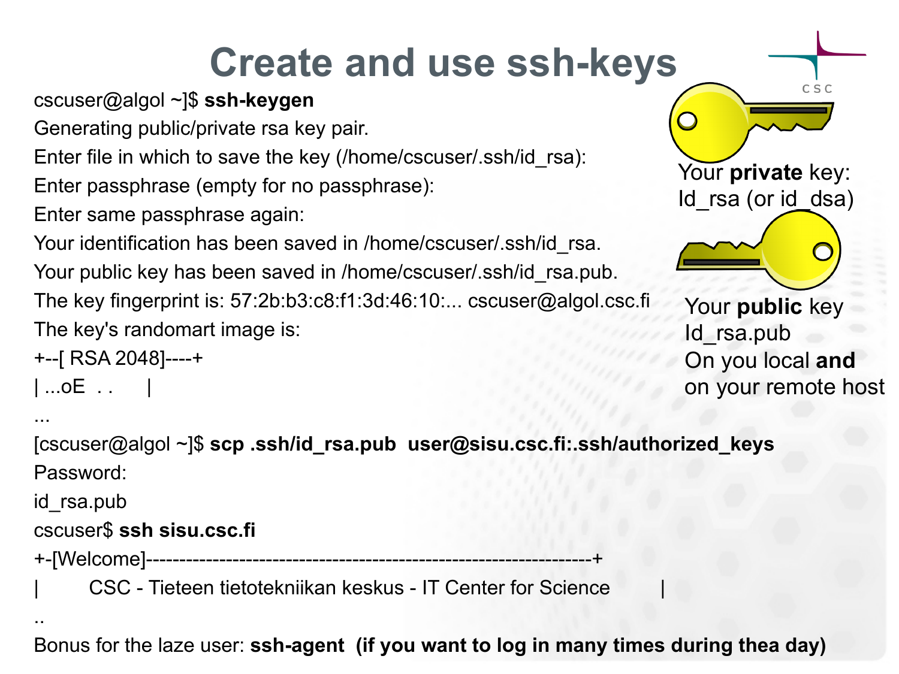# Create and use ssh-keys

```
cscuser@algol ~]$ ssh-keygen
Generating public/private rsa key pair.
Enter file in which to save the key (/home/cscuser/.ssh/id_rsa):
Enter passphrase (empty for no passphrase):
Enter same passphrase again:
Your identification has been saved in /home/cscuser/.ssh/id_rsa.
Your public key has been saved in /home/cscuser/.ssh/id_rsa.pub.
The key fingerprint is: 57:2b:b3:c8:f1:3d:46:10:... cscuser@algol.csc.fi
The key's randomart image is:
+--[ RSA 2048]----+
| ...oE  . .      |
...
[cscuser@algol ~]$ scp .ssh/id_rsa.pub  user@sisu.csc.fi:.ssh/authorized_keys
Password:
id_rsa.pub
cscuser$ ssh sisu.csc.fi
+-[Welcome]-----------------------------------------------------------------+
|        CSC - Tieteen tietotekniikan keskus - IT Center for Science        |
..
```

Your **private** key: Id_rsa (or id_dsa)

Your **public** key Id_rsa.pub On you local **and** on your remote host

Bonus for the laze user: **ssh-agent (if you want to log in many times during thea day)**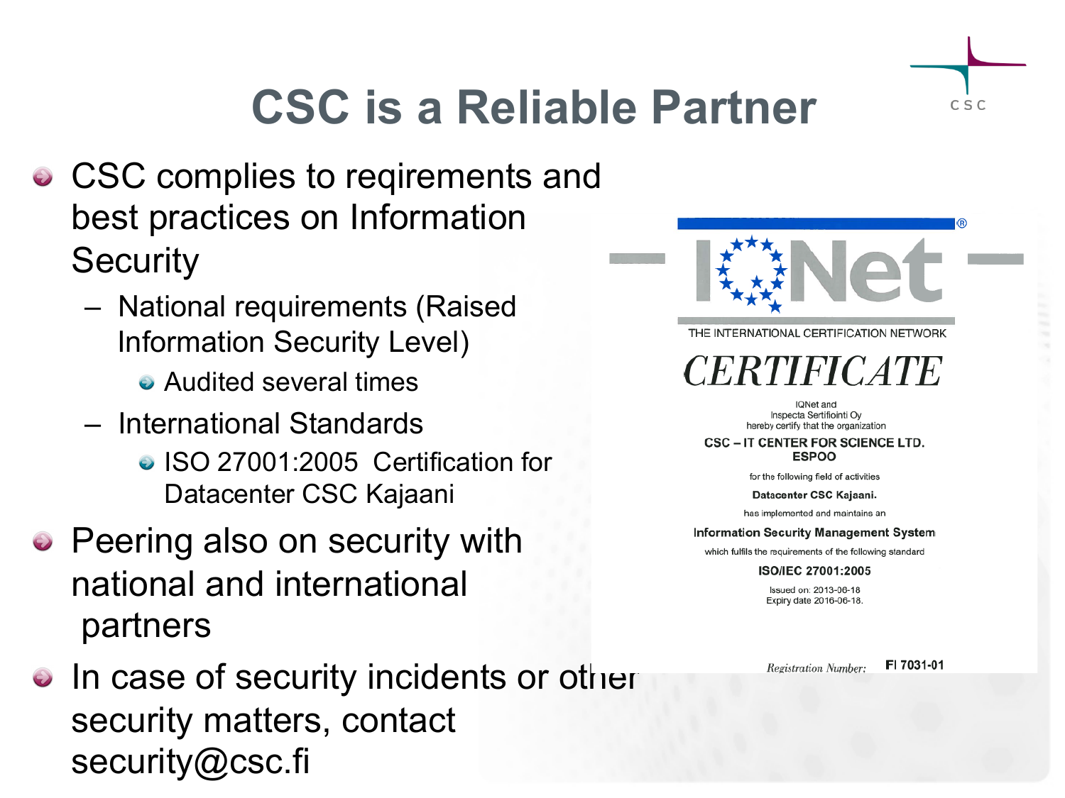# CSC is a Reliable Partner

- CSC complies to reqirements and best practices on Information Security
  - National requirements (Raised Information Security Level)
    - Audited several times
  - International Standards
    - ISO 27001:2005 Certification for Datacenter CSC Kajaani
- Peering also on security with national and international partners
- In case of security incidents or other security matters, contact security@csc.fi

IQNet

THE INTERNATIONAL CERTIFICATION NETWORK

CERTIFICATE

IQNet and
Inspecta Sertifiointi Oy
hereby certify that the organization

**CSC – IT CENTER FOR SCIENCE LTD.**
**ESPOO**

for the following field of activities

**Datacenter CSC Kajaani.**

has implemented and maintains an

**Information Security Management System**

which fulfils the requirements of the following standard

**ISO/IEC 27001:2005**

Issued on: 2013-06-18
Expiry date 2016-06-18.

*Registration Number:* **FI 7031-01**